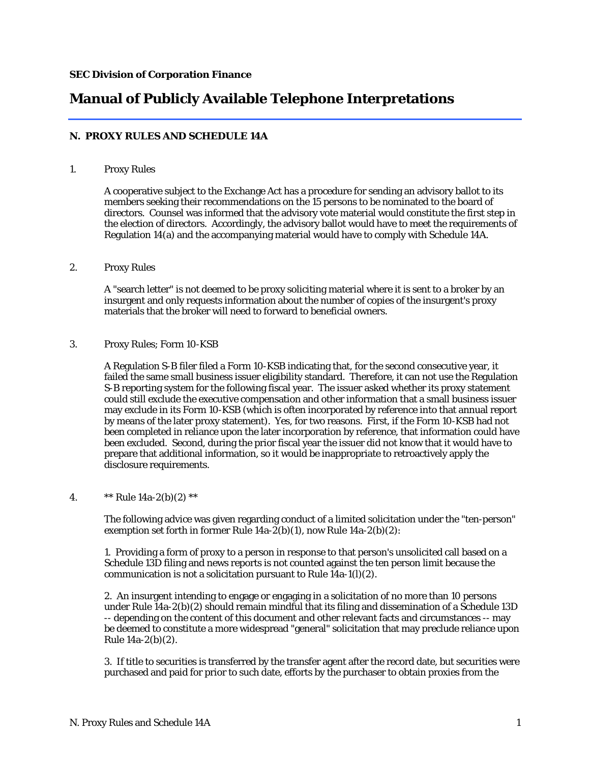**SEC Division of Corporation Finance**

# Manual of Publicly Available Telephone Interpretations

## N. PROXY RULES AND SCHEDULE 14A

1. Proxy Rules

   A cooperative subject to the Exchange Act has a procedure for sending an advisory ballot to its members seeking their recommendations on the 15 persons to be nominated to the board of directors. Counsel was informed that the advisory vote material would constitute the first step in the election of directors. Accordingly, the advisory ballot would have to meet the requirements of Regulation 14(a) and the accompanying material would have to comply with Schedule 14A.

2. Proxy Rules

   A "search letter" is not deemed to be proxy soliciting material where it is sent to a broker by an insurgent and only requests information about the number of copies of the insurgent's proxy materials that the broker will need to forward to beneficial owners.

3. Proxy Rules; Form 10-KSB

   A Regulation S-B filer filed a Form 10-KSB indicating that, for the second consecutive year, it failed the same small business issuer eligibility standard. Therefore, it can not use the Regulation S-B reporting system for the following fiscal year. The issuer asked whether its proxy statement could still exclude the executive compensation and other information that a small business issuer may exclude in its Form 10-KSB (which is often incorporated by reference into that annual report by means of the later proxy statement). Yes, for two reasons. First, if the Form 10-KSB had not been completed in reliance upon the later incorporation by reference, that information could have been excluded. Second, during the prior fiscal year the issuer did not know that it would have to prepare that additional information, so it would be inappropriate to retroactively apply the disclosure requirements.

4. ** Rule 14a-2(b)(2) **

   The following advice was given regarding conduct of a limited solicitation under the "ten-person" exemption set forth in former Rule 14a-2(b)(1), now Rule 14a-2(b)(2):

   1. Providing a form of proxy to a person in response to that person's unsolicited call based on a Schedule 13D filing and news reports is not counted against the ten person limit because the communication is not a solicitation pursuant to Rule 14a-1(l)(2).

   2. An insurgent intending to engage or engaging in a solicitation of no more than 10 persons under Rule 14a-2(b)(2) should remain mindful that its filing and dissemination of a Schedule 13D -- depending on the content of this document and other relevant facts and circumstances -- may be deemed to constitute a more widespread "general" solicitation that may preclude reliance upon Rule 14a-2(b)(2).

   3. If title to securities is transferred by the transfer agent after the record date, but securities were purchased and paid for prior to such date, efforts by the purchaser to obtain proxies from the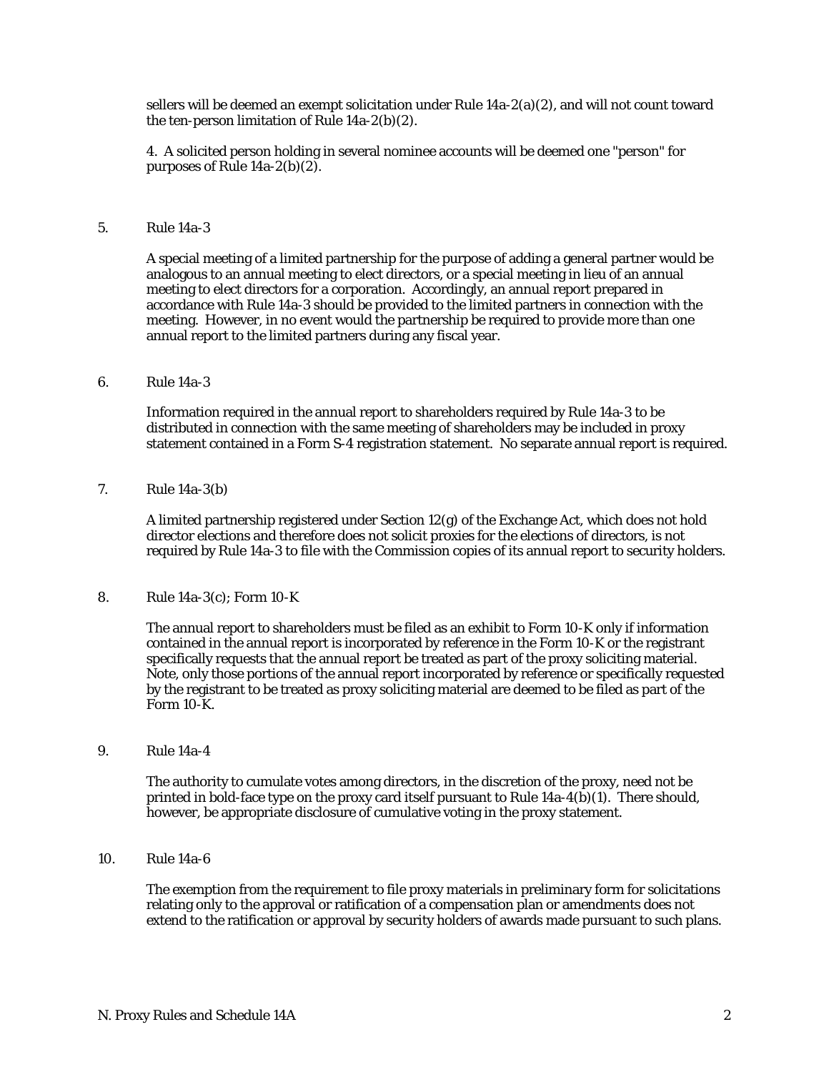sellers will be deemed an exempt solicitation under Rule 14a-2(a)(2), and will not count toward the ten-person limitation of Rule 14a-2(b)(2).

4. A solicited person holding in several nominee accounts will be deemed one "person" for purposes of Rule 14a-2(b)(2).

5. Rule 14a-3

A special meeting of a limited partnership for the purpose of adding a general partner would be analogous to an annual meeting to elect directors, or a special meeting in lieu of an annual meeting to elect directors for a corporation. Accordingly, an annual report prepared in accordance with Rule 14a-3 should be provided to the limited partners in connection with the meeting. However, in no event would the partnership be required to provide more than one annual report to the limited partners during any fiscal year.

6. Rule 14a-3

Information required in the annual report to shareholders required by Rule 14a-3 to be distributed in connection with the same meeting of shareholders may be included in proxy statement contained in a Form S-4 registration statement. No separate annual report is required.

7. Rule 14a-3(b)

A limited partnership registered under Section 12(g) of the Exchange Act, which does not hold director elections and therefore does not solicit proxies for the elections of directors, is not required by Rule 14a-3 to file with the Commission copies of its annual report to security holders.

8. Rule 14a-3(c); Form 10-K

The annual report to shareholders must be filed as an exhibit to Form 10-K only if information contained in the annual report is incorporated by reference in the Form 10-K or the registrant specifically requests that the annual report be treated as part of the proxy soliciting material. Note, only those portions of the annual report incorporated by reference or specifically requested by the registrant to be treated as proxy soliciting material are deemed to be filed as part of the Form 10-K.

9. Rule 14a-4

The authority to cumulate votes among directors, in the discretion of the proxy, need not be printed in bold-face type on the proxy card itself pursuant to Rule 14a-4(b)(1). There should, however, be appropriate disclosure of cumulative voting in the proxy statement.

10. Rule 14a-6

The exemption from the requirement to file proxy materials in preliminary form for solicitations relating only to the approval or ratification of a compensation plan or amendments does not extend to the ratification or approval by security holders of awards made pursuant to such plans.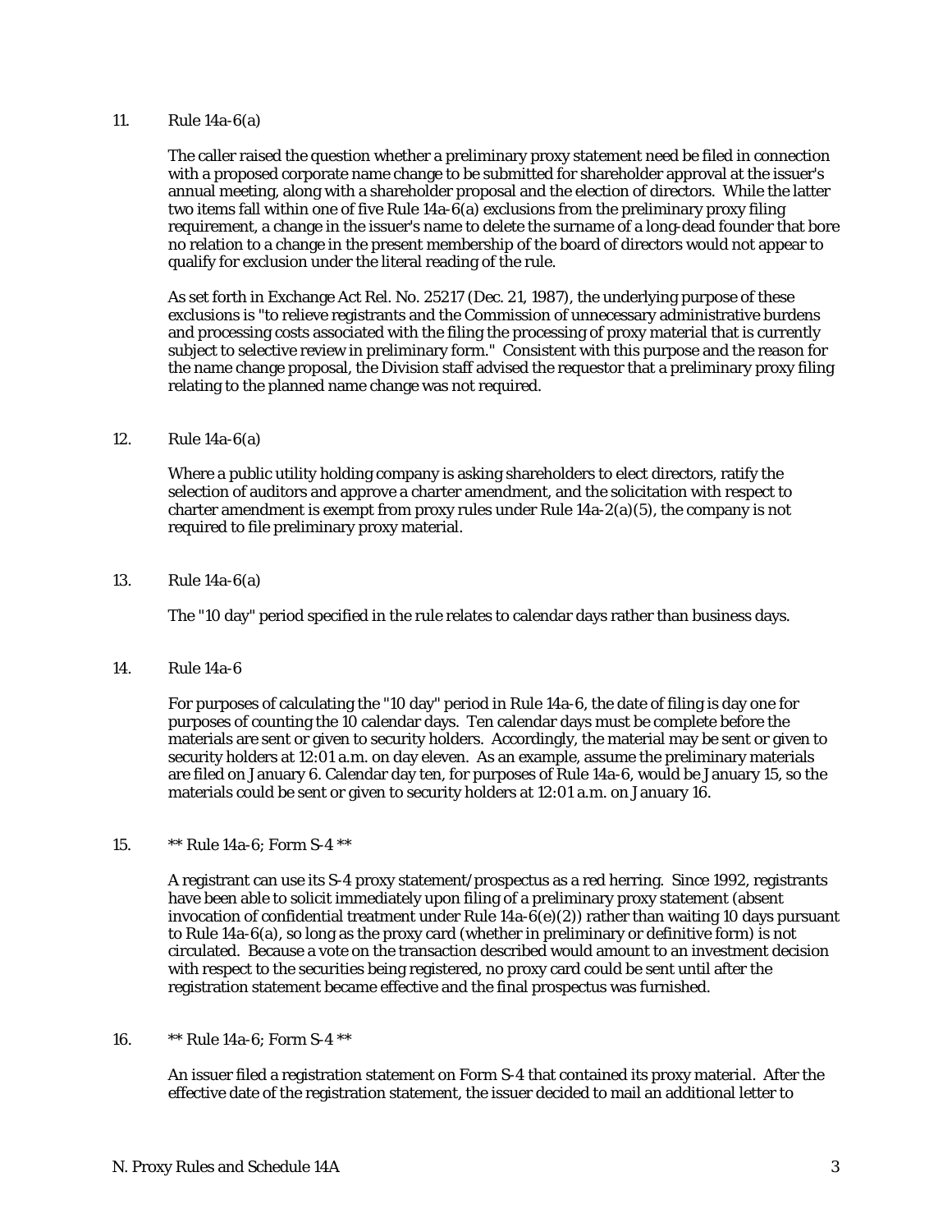11. Rule 14a-6(a)

    The caller raised the question whether a preliminary proxy statement need be filed in connection with a proposed corporate name change to be submitted for shareholder approval at the issuer's annual meeting, along with a shareholder proposal and the election of directors. While the latter two items fall within one of five Rule 14a-6(a) exclusions from the preliminary proxy filing requirement, a change in the issuer's name to delete the surname of a long-dead founder that bore no relation to a change in the present membership of the board of directors would not appear to qualify for exclusion under the literal reading of the rule.

    As set forth in Exchange Act Rel. No. 25217 (Dec. 21, 1987), the underlying purpose of these exclusions is "to relieve registrants and the Commission of unnecessary administrative burdens and processing costs associated with the filing the processing of proxy material that is currently subject to selective review in preliminary form." Consistent with this purpose and the reason for the name change proposal, the Division staff advised the requestor that a preliminary proxy filing relating to the planned name change was not required.

12. Rule 14a-6(a)

    Where a public utility holding company is asking shareholders to elect directors, ratify the selection of auditors and approve a charter amendment, and the solicitation with respect to charter amendment is exempt from proxy rules under Rule 14a-2(a)(5), the company is not required to file preliminary proxy material.

13. Rule 14a-6(a)

    The "10 day" period specified in the rule relates to calendar days rather than business days.

14. Rule 14a-6

    For purposes of calculating the "10 day" period in Rule 14a-6, the date of filing is day one for purposes of counting the 10 calendar days. Ten calendar days must be complete before the materials are sent or given to security holders. Accordingly, the material may be sent or given to security holders at 12:01 a.m. on day eleven. As an example, assume the preliminary materials are filed on January 6. Calendar day ten, for purposes of Rule 14a-6, would be January 15, so the materials could be sent or given to security holders at 12:01 a.m. on January 16.

15. ** Rule 14a-6; Form S-4 **

    A registrant can use its S-4 proxy statement/prospectus as a red herring. Since 1992, registrants have been able to solicit immediately upon filing of a preliminary proxy statement (absent invocation of confidential treatment under Rule 14a-6(e)(2)) rather than waiting 10 days pursuant to Rule 14a-6(a), so long as the proxy card (whether in preliminary or definitive form) is not circulated. Because a vote on the transaction described would amount to an investment decision with respect to the securities being registered, no proxy card could be sent until after the registration statement became effective and the final prospectus was furnished.

16. ** Rule 14a-6; Form S-4 **

    An issuer filed a registration statement on Form S-4 that contained its proxy material. After the effective date of the registration statement, the issuer decided to mail an additional letter to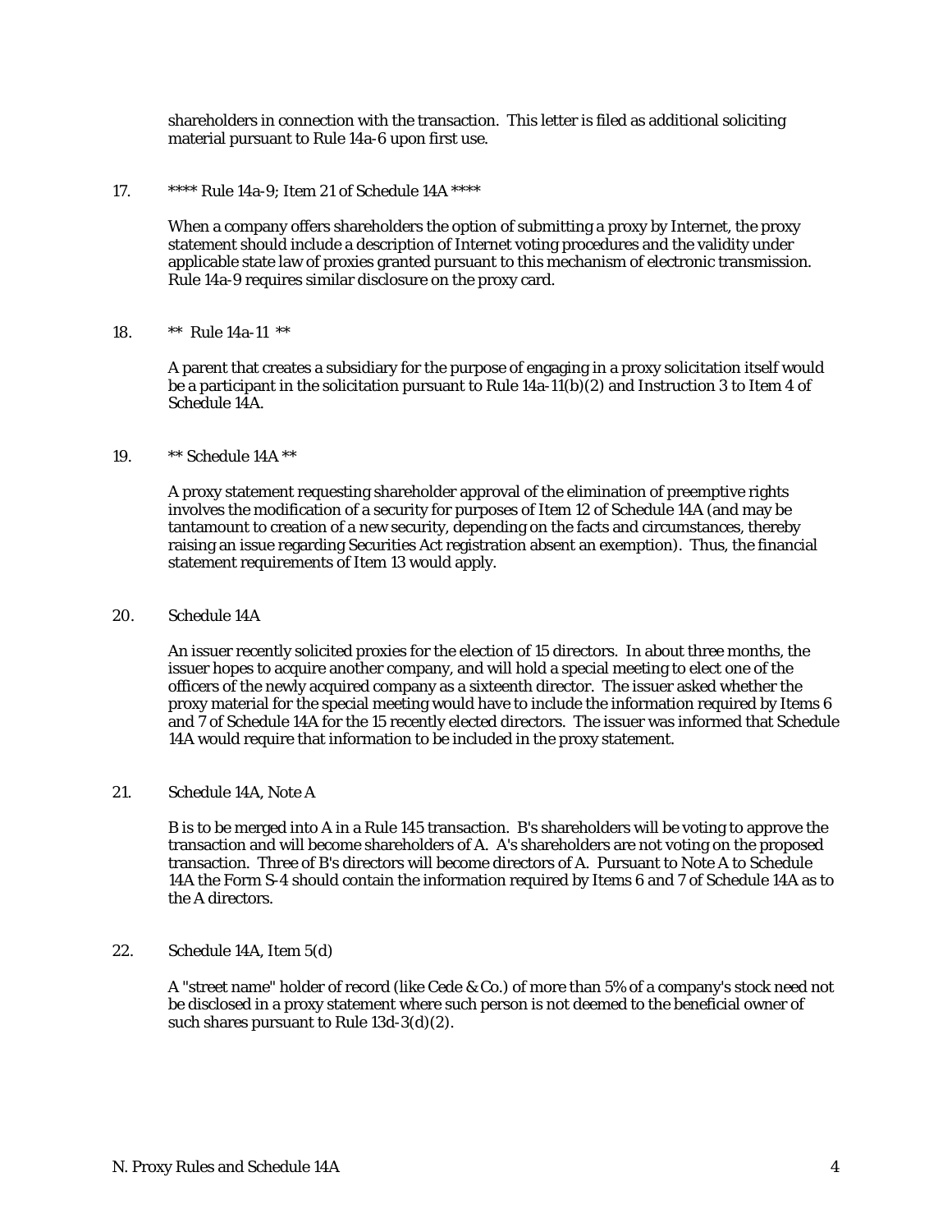shareholders in connection with the transaction. This letter is filed as additional soliciting material pursuant to Rule 14a-6 upon first use.

17. **** Rule 14a-9; Item 21 of Schedule 14A ****

When a company offers shareholders the option of submitting a proxy by Internet, the proxy statement should include a description of Internet voting procedures and the validity under applicable state law of proxies granted pursuant to this mechanism of electronic transmission. Rule 14a-9 requires similar disclosure on the proxy card.

18. ** Rule 14a-11 **

A parent that creates a subsidiary for the purpose of engaging in a proxy solicitation itself would be a participant in the solicitation pursuant to Rule 14a-11(b)(2) and Instruction 3 to Item 4 of Schedule 14A.

19. ** Schedule 14A **

A proxy statement requesting shareholder approval of the elimination of preemptive rights involves the modification of a security for purposes of Item 12 of Schedule 14A (and may be tantamount to creation of a new security, depending on the facts and circumstances, thereby raising an issue regarding Securities Act registration absent an exemption). Thus, the financial statement requirements of Item 13 would apply.

20. Schedule 14A

An issuer recently solicited proxies for the election of 15 directors. In about three months, the issuer hopes to acquire another company, and will hold a special meeting to elect one of the officers of the newly acquired company as a sixteenth director. The issuer asked whether the proxy material for the special meeting would have to include the information required by Items 6 and 7 of Schedule 14A for the 15 recently elected directors. The issuer was informed that Schedule 14A would require that information to be included in the proxy statement.

21. Schedule 14A, Note A

B is to be merged into A in a Rule 145 transaction. B's shareholders will be voting to approve the transaction and will become shareholders of A. A's shareholders are not voting on the proposed transaction. Three of B's directors will become directors of A. Pursuant to Note A to Schedule 14A the Form S-4 should contain the information required by Items 6 and 7 of Schedule 14A as to the A directors.

22. Schedule 14A, Item 5(d)

A "street name" holder of record (like Cede & Co.) of more than 5% of a company's stock need not be disclosed in a proxy statement where such person is not deemed to the beneficial owner of such shares pursuant to Rule 13d-3(d)(2).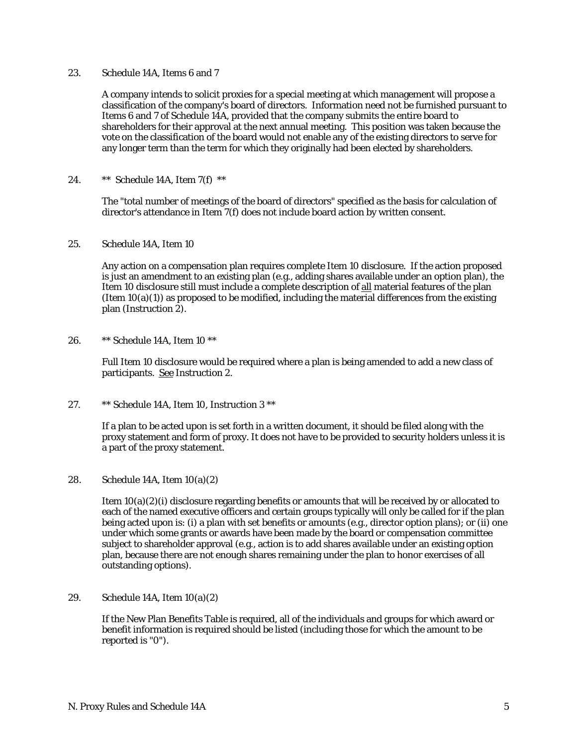23. Schedule 14A, Items 6 and 7

A company intends to solicit proxies for a special meeting at which management will propose a classification of the company's board of directors. Information need not be furnished pursuant to Items 6 and 7 of Schedule 14A, provided that the company submits the entire board to shareholders for their approval at the next annual meeting. This position was taken because the vote on the classification of the board would not enable any of the existing directors to serve for any longer term than the term for which they originally had been elected by shareholders.

24. ** Schedule 14A, Item 7(f) **

The "total number of meetings of the board of directors" specified as the basis for calculation of director's attendance in Item 7(f) does not include board action by written consent.

25. Schedule 14A, Item 10

Any action on a compensation plan requires complete Item 10 disclosure. If the action proposed is just an amendment to an existing plan (e.g., adding shares available under an option plan), the Item 10 disclosure still must include a complete description of <u>all</u> material features of the plan (Item 10(a)(1)) as proposed to be modified, including the material differences from the existing plan (Instruction 2).

26. ** Schedule 14A, Item 10 **

Full Item 10 disclosure would be required where a plan is being amended to add a new class of participants. <u>See</u> Instruction 2.

27. ** Schedule 14A, Item 10, Instruction 3 **

If a plan to be acted upon is set forth in a written document, it should be filed along with the proxy statement and form of proxy. It does not have to be provided to security holders unless it is a part of the proxy statement.

28. Schedule 14A, Item 10(a)(2)

Item 10(a)(2)(i) disclosure regarding benefits or amounts that will be received by or allocated to each of the named executive officers and certain groups typically will only be called for if the plan being acted upon is: (i) a plan with set benefits or amounts (e.g., director option plans); or (ii) one under which some grants or awards have been made by the board or compensation committee subject to shareholder approval (e.g., action is to add shares available under an existing option plan, because there are not enough shares remaining under the plan to honor exercises of all outstanding options).

29. Schedule 14A, Item 10(a)(2)

If the New Plan Benefits Table is required, all of the individuals and groups for which award or benefit information is required should be listed (including those for which the amount to be reported is "0").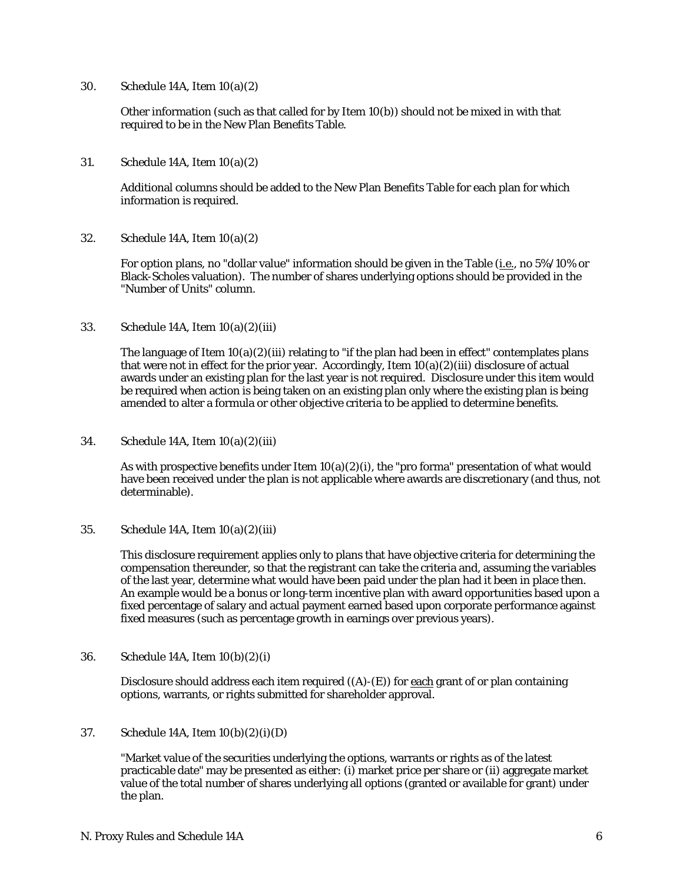30. Schedule 14A, Item 10(a)(2)

    Other information (such as that called for by Item 10(b)) should not be mixed in with that required to be in the New Plan Benefits Table.

31. Schedule 14A, Item 10(a)(2)

    Additional columns should be added to the New Plan Benefits Table for each plan for which information is required.

32. Schedule 14A, Item 10(a)(2)

    For option plans, no "dollar value" information should be given in the Table (i.e., no 5%/10% or Black-Scholes valuation). The number of shares underlying options should be provided in the "Number of Units" column.

33. Schedule 14A, Item 10(a)(2)(iii)

    The language of Item 10(a)(2)(iii) relating to "if the plan had been in effect" contemplates plans that were not in effect for the prior year. Accordingly, Item 10(a)(2)(iii) disclosure of actual awards under an existing plan for the last year is not required. Disclosure under this item would be required when action is being taken on an existing plan only where the existing plan is being amended to alter a formula or other objective criteria to be applied to determine benefits.

34. Schedule 14A, Item 10(a)(2)(iii)

    As with prospective benefits under Item 10(a)(2)(i), the "pro forma" presentation of what would have been received under the plan is not applicable where awards are discretionary (and thus, not determinable).

35. Schedule 14A, Item 10(a)(2)(iii)

    This disclosure requirement applies only to plans that have objective criteria for determining the compensation thereunder, so that the registrant can take the criteria and, assuming the variables of the last year, determine what would have been paid under the plan had it been in place then. An example would be a bonus or long-term incentive plan with award opportunities based upon a fixed percentage of salary and actual payment earned based upon corporate performance against fixed measures (such as percentage growth in earnings over previous years).

36. Schedule 14A, Item 10(b)(2)(i)

    Disclosure should address each item required ((A)-(E)) for each grant of or plan containing options, warrants, or rights submitted for shareholder approval.

37. Schedule 14A, Item 10(b)(2)(i)(D)

    "Market value of the securities underlying the options, warrants or rights as of the latest practicable date" may be presented as either: (i) market price per share or (ii) aggregate market value of the total number of shares underlying all options (granted or available for grant) under the plan.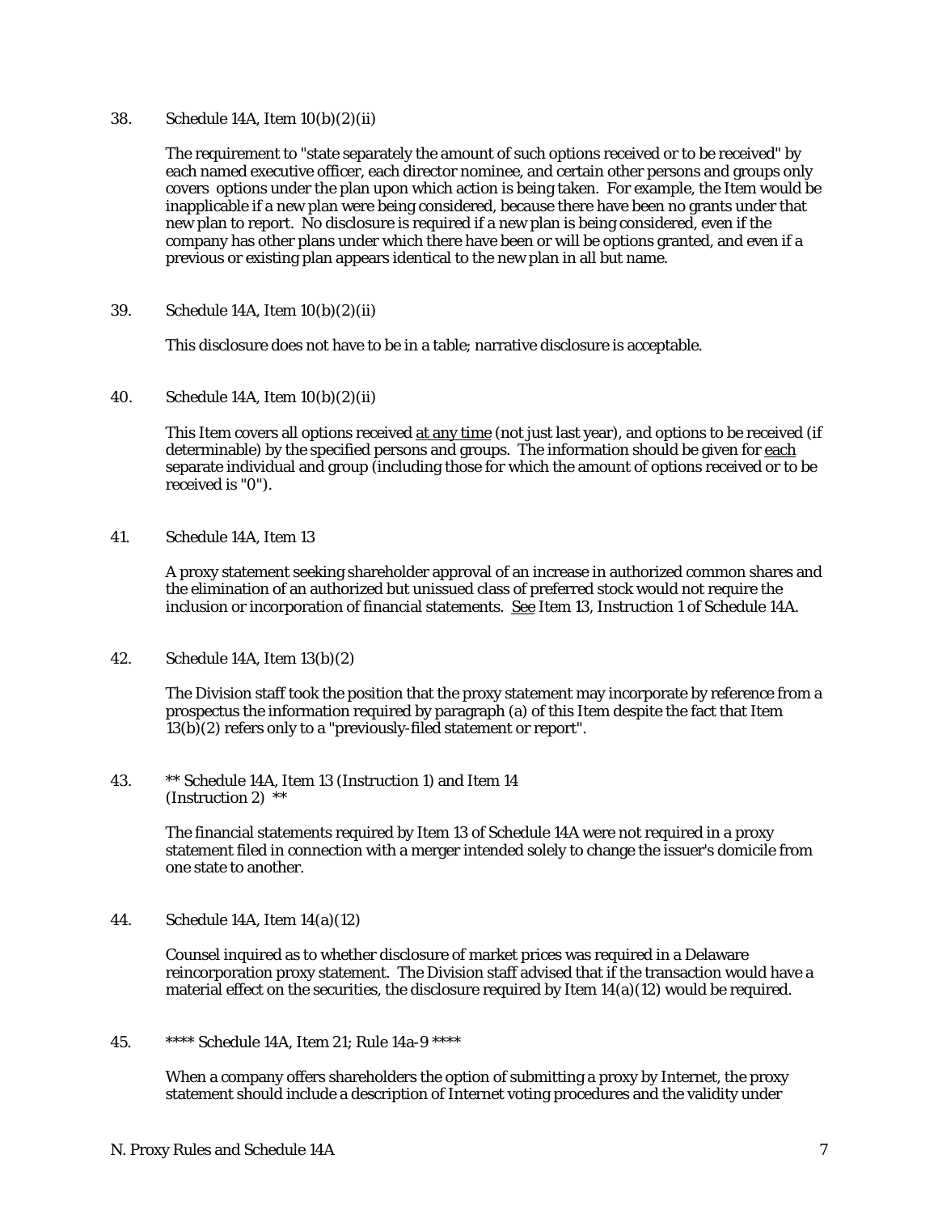38. Schedule 14A, Item 10(b)(2)(ii)

The requirement to "state separately the amount of such options received or to be received" by each named executive officer, each director nominee, and certain other persons and groups only covers options under the plan upon which action is being taken. For example, the Item would be inapplicable if a new plan were being considered, because there have been no grants under that new plan to report. No disclosure is required if a new plan is being considered, even if the company has other plans under which there have been or will be options granted, and even if a previous or existing plan appears identical to the new plan in all but name.

39. Schedule 14A, Item 10(b)(2)(ii)

This disclosure does not have to be in a table; narrative disclosure is acceptable.

40. Schedule 14A, Item 10(b)(2)(ii)

This Item covers all options received <u>at any time</u> (not just last year), and options to be received (if determinable) by the specified persons and groups. The information should be given for <u>each</u> separate individual and group (including those for which the amount of options received or to be received is "0").

41. Schedule 14A, Item 13

A proxy statement seeking shareholder approval of an increase in authorized common shares and the elimination of an authorized but unissued class of preferred stock would not require the inclusion or incorporation of financial statements. <u>See</u> Item 13, Instruction 1 of Schedule 14A.

42. Schedule 14A, Item 13(b)(2)

The Division staff took the position that the proxy statement may incorporate by reference from a prospectus the information required by paragraph (a) of this Item despite the fact that Item 13(b)(2) refers only to a "previously-filed statement or report".

43. ** Schedule 14A, Item 13 (Instruction 1) and Item 14 (Instruction 2) **

The financial statements required by Item 13 of Schedule 14A were not required in a proxy statement filed in connection with a merger intended solely to change the issuer's domicile from one state to another.

44. Schedule 14A, Item 14(a)(12)

Counsel inquired as to whether disclosure of market prices was required in a Delaware reincorporation proxy statement. The Division staff advised that if the transaction would have a material effect on the securities, the disclosure required by Item 14(a)(12) would be required.

45. **** Schedule 14A, Item 21; Rule 14a-9 ****

When a company offers shareholders the option of submitting a proxy by Internet, the proxy statement should include a description of Internet voting procedures and the validity under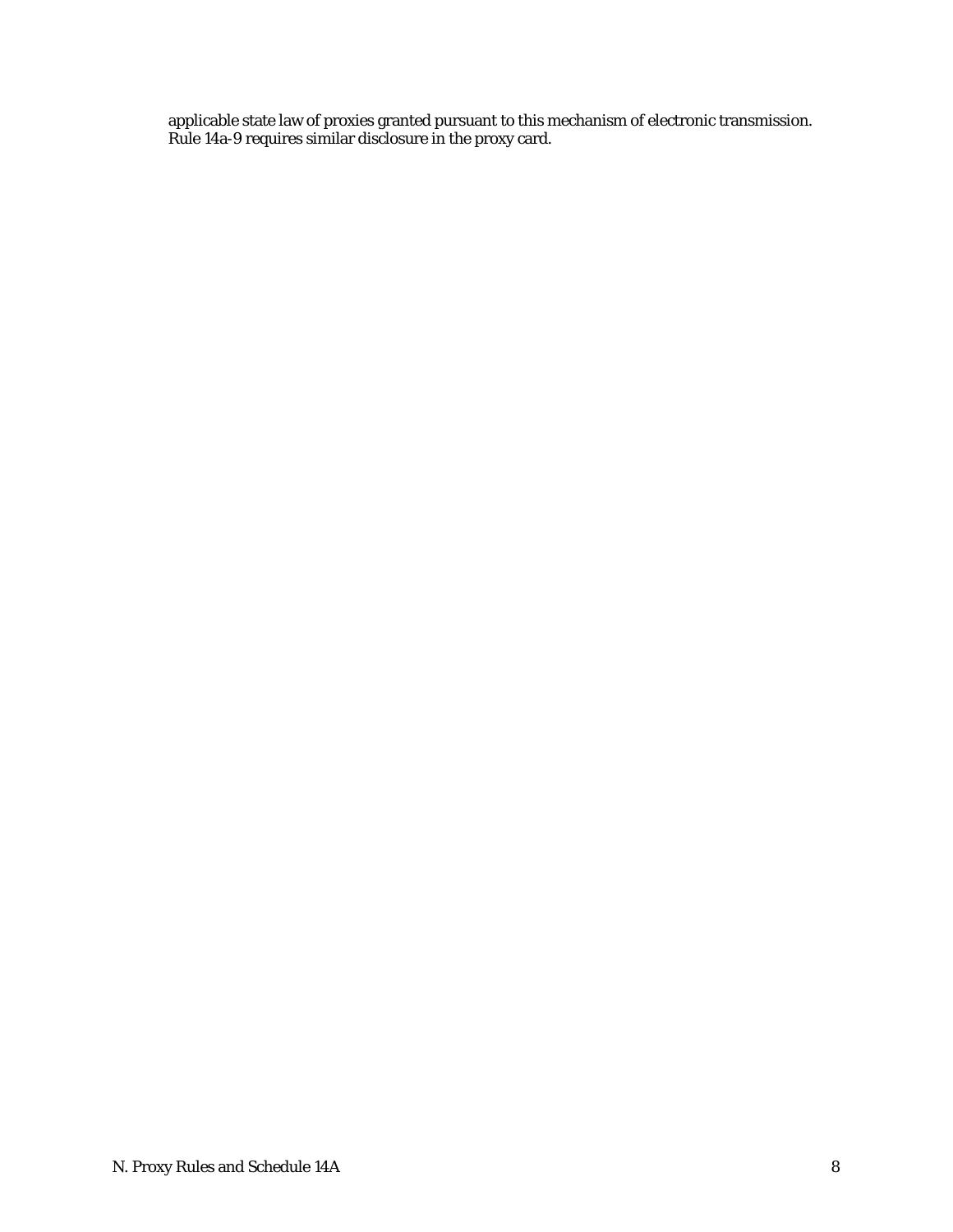applicable state law of proxies granted pursuant to this mechanism of electronic transmission. Rule 14a-9 requires similar disclosure in the proxy card.